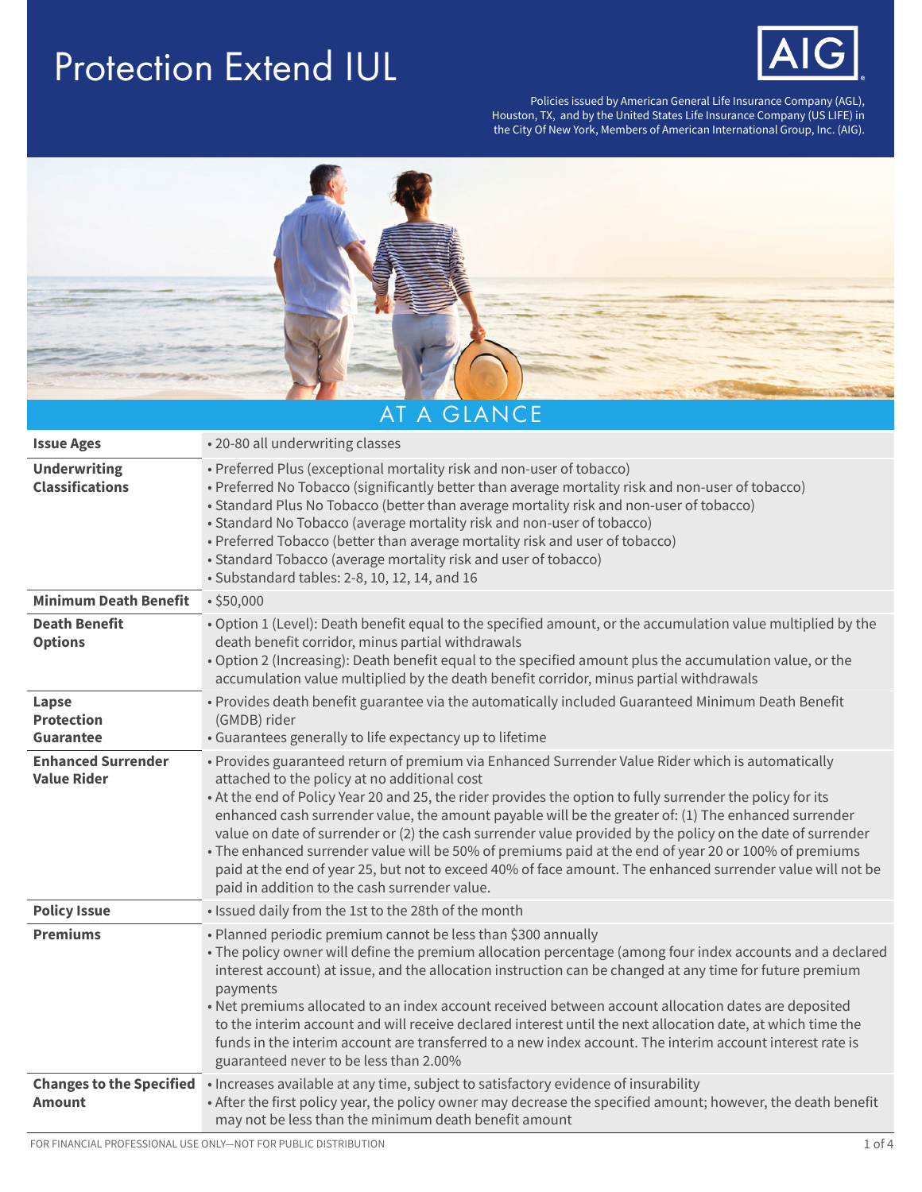# Protection Extend IUL

AIG

Policies issued by American General Life Insurance Company (AGL), Houston, TX, and by the United States Life Insurance Company (US LIFE) in the City Of New York, Members of American International Group, Inc. (AIG).

## AT A GLANCE

| | |
|---|---|
| **Issue Ages** | • 20-80 all underwriting classes |
| **Underwriting Classifications** | • Preferred Plus (exceptional mortality risk and non-user of tobacco)<br>• Preferred No Tobacco (significantly better than average mortality risk and non-user of tobacco)<br>• Standard Plus No Tobacco (better than average mortality risk and non-user of tobacco)<br>• Standard No Tobacco (average mortality risk and non-user of tobacco)<br>• Preferred Tobacco (better than average mortality risk and user of tobacco)<br>• Standard Tobacco (average mortality risk and user of tobacco)<br>• Substandard tables: 2-8, 10, 12, 14, and 16 |
| **Minimum Death Benefit** | • $50,000 |
| **Death Benefit Options** | • Option 1 (Level): Death benefit equal to the specified amount, or the accumulation value multiplied by the death benefit corridor, minus partial withdrawals<br>• Option 2 (Increasing): Death benefit equal to the specified amount plus the accumulation value, or the accumulation value multiplied by the death benefit corridor, minus partial withdrawals |
| **Lapse Protection Guarantee** | • Provides death benefit guarantee via the automatically included Guaranteed Minimum Death Benefit (GMDB) rider<br>• Guarantees generally to life expectancy up to lifetime |
| **Enhanced Surrender Value Rider** | • Provides guaranteed return of premium via Enhanced Surrender Value Rider which is automatically attached to the policy at no additional cost<br>• At the end of Policy Year 20 and 25, the rider provides the option to fully surrender the policy for its enhanced cash surrender value, the amount payable will be the greater of: (1) The enhanced surrender value on date of surrender or (2) the cash surrender value provided by the policy on the date of surrender<br>• The enhanced surrender value will be 50% of premiums paid at the end of year 20 or 100% of premiums paid at the end of year 25, but not to exceed 40% of face amount. The enhanced surrender value will not be paid in addition to the cash surrender value. |
| **Policy Issue** | • Issued daily from the 1st to the 28th of the month |
| **Premiums** | • Planned periodic premium cannot be less than $300 annually<br>• The policy owner will define the premium allocation percentage (among four index accounts and a declared interest account) at issue, and the allocation instruction can be changed at any time for future premium payments<br>• Net premiums allocated to an index account received between account allocation dates are deposited to the interim account and will receive declared interest until the next allocation date, at which time the funds in the interim account are transferred to a new index account. The interim account interest rate is guaranteed never to be less than 2.00% |
| **Changes to the Specified Amount** | • Increases available at any time, subject to satisfactory evidence of insurability<br>• After the first policy year, the policy owner may decrease the specified amount; however, the death benefit may not be less than the minimum death benefit amount |

FOR FINANCIAL PROFESSIONAL USE ONLY—NOT FOR PUBLIC DISTRIBUTION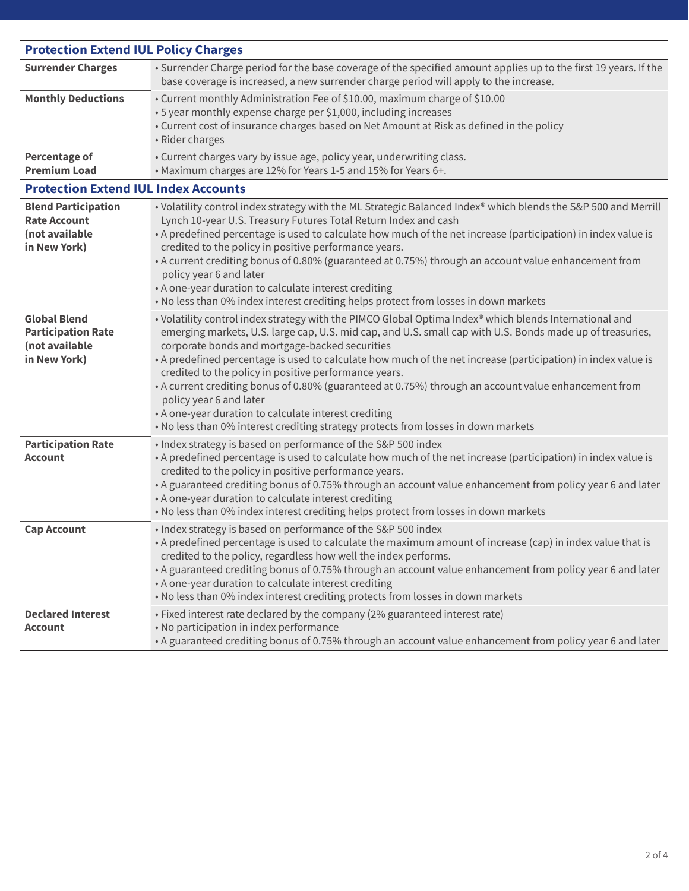## Protection Extend IUL Policy Charges

| | |
|---|---|
| **Surrender Charges** | • Surrender Charge period for the base coverage of the specified amount applies up to the first 19 years. If the base coverage is increased, a new surrender charge period will apply to the increase. |
| **Monthly Deductions** | • Current monthly Administration Fee of $10.00, maximum charge of $10.00<br>• 5 year monthly expense charge per $1,000, including increases<br>• Current cost of insurance charges based on Net Amount at Risk as defined in the policy<br>• Rider charges |
| **Percentage of Premium Load** | • Current charges vary by issue age, policy year, underwriting class.<br>• Maximum charges are 12% for Years 1-5 and 15% for Years 6+. |

## Protection Extend IUL Index Accounts

| | |
|---|---|
| **Blend Participation Rate Account (not available in New York)** | • Volatility control index strategy with the ML Strategic Balanced Index® which blends the S&P 500 and Merrill Lynch 10-year U.S. Treasury Futures Total Return Index and cash<br>• A predefined percentage is used to calculate how much of the net increase (participation) in index value is credited to the policy in positive performance years.<br>• A current crediting bonus of 0.80% (guaranteed at 0.75%) through an account value enhancement from policy year 6 and later<br>• A one-year duration to calculate interest crediting<br>• No less than 0% index interest crediting helps protect from losses in down markets |
| **Global Blend Participation Rate (not available in New York)** | • Volatility control index strategy with the PIMCO Global Optima Index® which blends International and emerging markets, U.S. large cap, U.S. mid cap, and U.S. small cap with U.S. Bonds made up of treasuries, corporate bonds and mortgage-backed securities<br>• A predefined percentage is used to calculate how much of the net increase (participation) in index value is credited to the policy in positive performance years.<br>• A current crediting bonus of 0.80% (guaranteed at 0.75%) through an account value enhancement from policy year 6 and later<br>• A one-year duration to calculate interest crediting<br>• No less than 0% interest crediting strategy protects from losses in down markets |
| **Participation Rate Account** | • Index strategy is based on performance of the S&P 500 index<br>• A predefined percentage is used to calculate how much of the net increase (participation) in index value is credited to the policy in positive performance years.<br>• A guaranteed crediting bonus of 0.75% through an account value enhancement from policy year 6 and later<br>• A one-year duration to calculate interest crediting<br>• No less than 0% index interest crediting helps protect from losses in down markets |
| **Cap Account** | • Index strategy is based on performance of the S&P 500 index<br>• A predefined percentage is used to calculate the maximum amount of increase (cap) in index value that is credited to the policy, regardless how well the index performs.<br>• A guaranteed crediting bonus of 0.75% through an account value enhancement from policy year 6 and later<br>• A one-year duration to calculate interest crediting<br>• No less than 0% index interest crediting protects from losses in down markets |
| **Declared Interest Account** | • Fixed interest rate declared by the company (2% guaranteed interest rate)<br>• No participation in index performance<br>• A guaranteed crediting bonus of 0.75% through an account value enhancement from policy year 6 and later |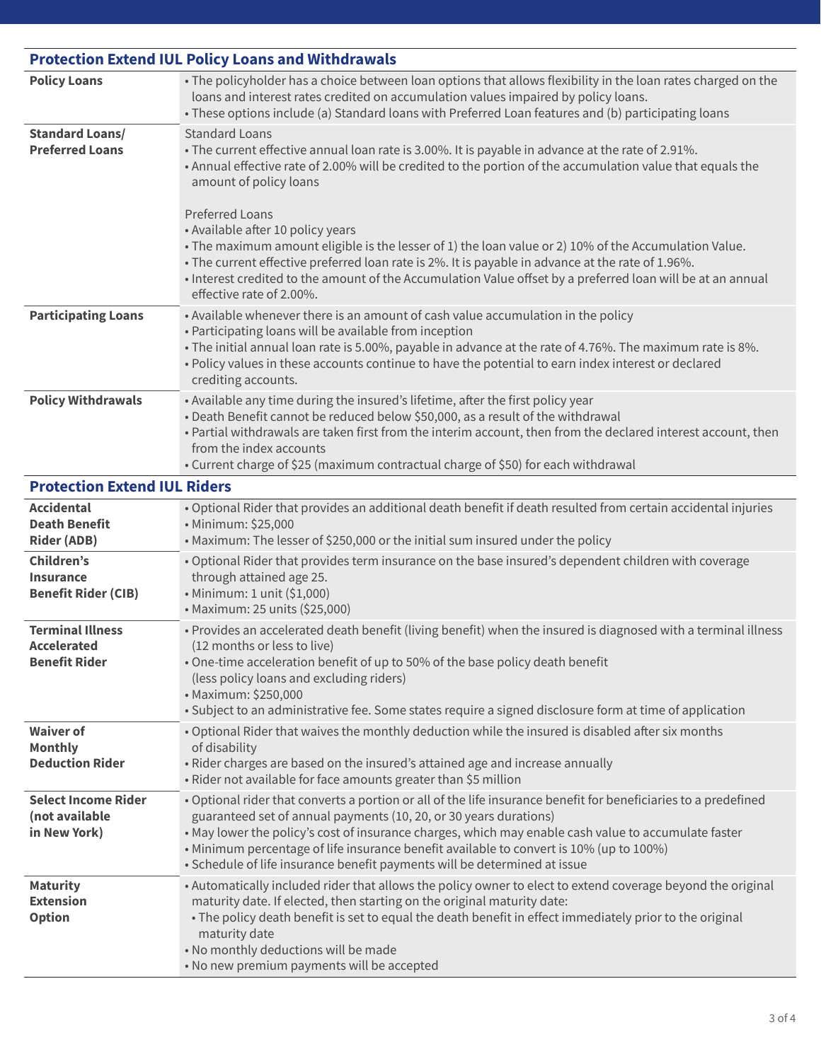## Protection Extend IUL Policy Loans and Withdrawals

| | |
|---|---|
| **Policy Loans** | • The policyholder has a choice between loan options that allows flexibility in the loan rates charged on the loans and interest rates credited on accumulation values impaired by policy loans.<br>• These options include (a) Standard loans with Preferred Loan features and (b) participating loans |
| **Standard Loans/ Preferred Loans** | Standard Loans<br>• The current effective annual loan rate is 3.00%. It is payable in advance at the rate of 2.91%.<br>• Annual effective rate of 2.00% will be credited to the portion of the accumulation value that equals the amount of policy loans<br><br>Preferred Loans<br>• Available after 10 policy years<br>• The maximum amount eligible is the lesser of 1) the loan value or 2) 10% of the Accumulation Value.<br>• The current effective preferred loan rate is 2%. It is payable in advance at the rate of 1.96%.<br>• Interest credited to the amount of the Accumulation Value offset by a preferred loan will be at an annual effective rate of 2.00%. |
| **Participating Loans** | • Available whenever there is an amount of cash value accumulation in the policy<br>• Participating loans will be available from inception<br>• The initial annual loan rate is 5.00%, payable in advance at the rate of 4.76%. The maximum rate is 8%.<br>• Policy values in these accounts continue to have the potential to earn index interest or declared crediting accounts. |
| **Policy Withdrawals** | • Available any time during the insured's lifetime, after the first policy year<br>• Death Benefit cannot be reduced below $50,000, as a result of the withdrawal<br>• Partial withdrawals are taken first from the interim account, then from the declared interest account, then from the index accounts<br>• Current charge of $25 (maximum contractual charge of $50) for each withdrawal |

## Protection Extend IUL Riders

| | |
|---|---|
| **Accidental Death Benefit Rider (ADB)** | • Optional Rider that provides an additional death benefit if death resulted from certain accidental injuries<br>• Minimum: $25,000<br>• Maximum: The lesser of $250,000 or the initial sum insured under the policy |
| **Children's Insurance Benefit Rider (CIB)** | • Optional Rider that provides term insurance on the base insured's dependent children with coverage through attained age 25.<br>• Minimum: 1 unit ($1,000)<br>• Maximum: 25 units ($25,000) |
| **Terminal Illness Accelerated Benefit Rider** | • Provides an accelerated death benefit (living benefit) when the insured is diagnosed with a terminal illness (12 months or less to live)<br>• One-time acceleration benefit of up to 50% of the base policy death benefit (less policy loans and excluding riders)<br>• Maximum: $250,000<br>• Subject to an administrative fee. Some states require a signed disclosure form at time of application |
| **Waiver of Monthly Deduction Rider** | • Optional Rider that waives the monthly deduction while the insured is disabled after six months of disability<br>• Rider charges are based on the insured's attained age and increase annually<br>• Rider not available for face amounts greater than $5 million |
| **Select Income Rider (not available in New York)** | • Optional rider that converts a portion or all of the life insurance benefit for beneficiaries to a predefined guaranteed set of annual payments (10, 20, or 30 years durations)<br>• May lower the policy's cost of insurance charges, which may enable cash value to accumulate faster<br>• Minimum percentage of life insurance benefit available to convert is 10% (up to 100%)<br>• Schedule of life insurance benefit payments will be determined at issue |
| **Maturity Extension Option** | • Automatically included rider that allows the policy owner to elect to extend coverage beyond the original maturity date. If elected, then starting on the original maturity date:<br>&nbsp;&nbsp;• The policy death benefit is set to equal the death benefit in effect immediately prior to the original maturity date<br>• No monthly deductions will be made<br>• No new premium payments will be accepted |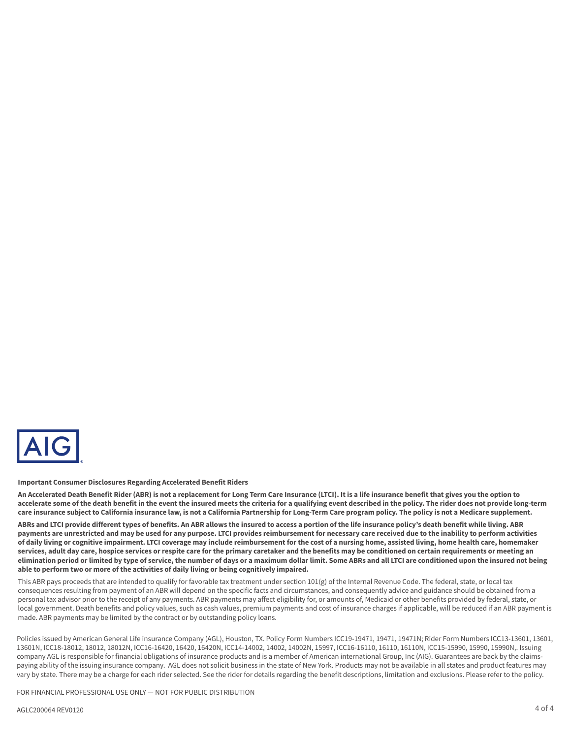AIG

**Important Consumer Disclosures Regarding Accelerated Benefit Riders**

**An Accelerated Death Benefit Rider (ABR) is not a replacement for Long Term Care Insurance (LTCI). It is a life insurance benefit that gives you the option to accelerate some of the death benefit in the event the insured meets the criteria for a qualifying event described in the policy. The rider does not provide long-term care insurance subject to California insurance law, is not a California Partnership for Long-Term Care program policy. The policy is not a Medicare supplement.**

**ABRs and LTCI provide different types of benefits. An ABR allows the insured to access a portion of the life insurance policy's death benefit while living. ABR payments are unrestricted and may be used for any purpose. LTCI provides reimbursement for necessary care received due to the inability to perform activities of daily living or cognitive impairment. LTCI coverage may include reimbursement for the cost of a nursing home, assisted living, home health care, homemaker services, adult day care, hospice services or respite care for the primary caretaker and the benefits may be conditioned on certain requirements or meeting an elimination period or limited by type of service, the number of days or a maximum dollar limit. Some ABRs and all LTCI are conditioned upon the insured not being able to perform two or more of the activities of daily living or being cognitively impaired.**

This ABR pays proceeds that are intended to qualify for favorable tax treatment under section 101(g) of the Internal Revenue Code. The federal, state, or local tax consequences resulting from payment of an ABR will depend on the specific facts and circumstances, and consequently advice and guidance should be obtained from a personal tax advisor prior to the receipt of any payments. ABR payments may affect eligibility for, or amounts of, Medicaid or other benefits provided by federal, state, or local government. Death benefits and policy values, such as cash values, premium payments and cost of insurance charges if applicable, will be reduced if an ABR payment is made. ABR payments may be limited by the contract or by outstanding policy loans.

Policies issued by American General Life insurance Company (AGL), Houston, TX. Policy Form Numbers ICC19-19471, 19471, 19471N; Rider Form Numbers ICC13-13601, 13601, 13601N, ICC18-18012, 18012, 18012N, ICC16-16420, 16420, 16420N, ICC14-14002, 14002, 14002N, 15997, ICC16-16110, 16110, 16110N, ICC15-15990, 15990, 15990N,. Issuing company AGL is responsible for financial obligations of insurance products and is a member of American international Group, Inc (AIG). Guarantees are back by the claims-paying ability of the issuing insurance company. AGL does not solicit business in the state of New York. Products may not be available in all states and product features may vary by state. There may be a charge for each rider selected. See the rider for details regarding the benefit descriptions, limitation and exclusions. Please refer to the policy.

FOR FINANCIAL PROFESSIONAL USE ONLY — NOT FOR PUBLIC DISTRIBUTION

AGLC200064 REV0120